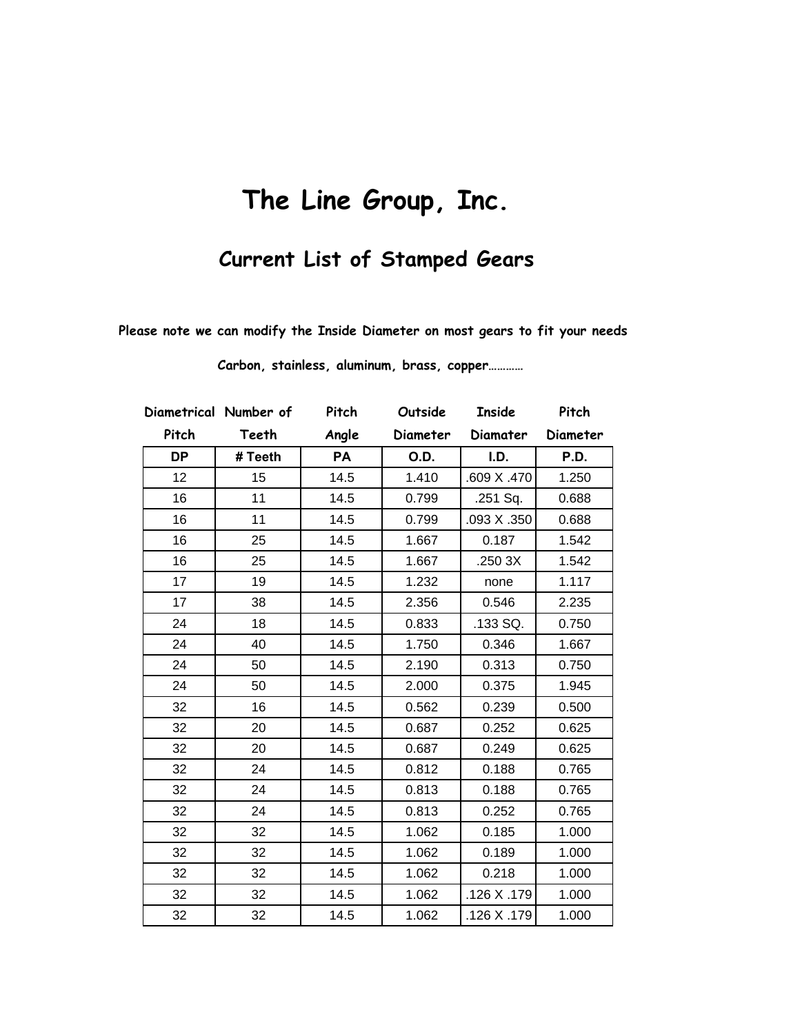# The Line Group, Inc.

## Current List of Stamped Gears

**Please note we can modify the Inside Diameter on most gears to fit your needs**

**Carbon, stainless, aluminum, brass, copper…………**

| Diametrical Pitch | Number of Teeth | Pitch Angle | Outside Diameter | Inside Diamater | Pitch Diameter |
|---|---|---|---|---|---|
| **DP** | **# Teeth** | **PA** | **O.D.** | **I.D.** | **P.D.** |
| 12 | 15 | 14.5 | 1.410 | .609 X .470 | 1.250 |
| 16 | 11 | 14.5 | 0.799 | .251 Sq. | 0.688 |
| 16 | 11 | 14.5 | 0.799 | .093 X .350 | 0.688 |
| 16 | 25 | 14.5 | 1.667 | 0.187 | 1.542 |
| 16 | 25 | 14.5 | 1.667 | .250 3X | 1.542 |
| 17 | 19 | 14.5 | 1.232 | none | 1.117 |
| 17 | 38 | 14.5 | 2.356 | 0.546 | 2.235 |
| 24 | 18 | 14.5 | 0.833 | .133 SQ. | 0.750 |
| 24 | 40 | 14.5 | 1.750 | 0.346 | 1.667 |
| 24 | 50 | 14.5 | 2.190 | 0.313 | 0.750 |
| 24 | 50 | 14.5 | 2.000 | 0.375 | 1.945 |
| 32 | 16 | 14.5 | 0.562 | 0.239 | 0.500 |
| 32 | 20 | 14.5 | 0.687 | 0.252 | 0.625 |
| 32 | 20 | 14.5 | 0.687 | 0.249 | 0.625 |
| 32 | 24 | 14.5 | 0.812 | 0.188 | 0.765 |
| 32 | 24 | 14.5 | 0.813 | 0.188 | 0.765 |
| 32 | 24 | 14.5 | 0.813 | 0.252 | 0.765 |
| 32 | 32 | 14.5 | 1.062 | 0.185 | 1.000 |
| 32 | 32 | 14.5 | 1.062 | 0.189 | 1.000 |
| 32 | 32 | 14.5 | 1.062 | 0.218 | 1.000 |
| 32 | 32 | 14.5 | 1.062 | .126 X .179 | 1.000 |
| 32 | 32 | 14.5 | 1.062 | .126 X .179 | 1.000 |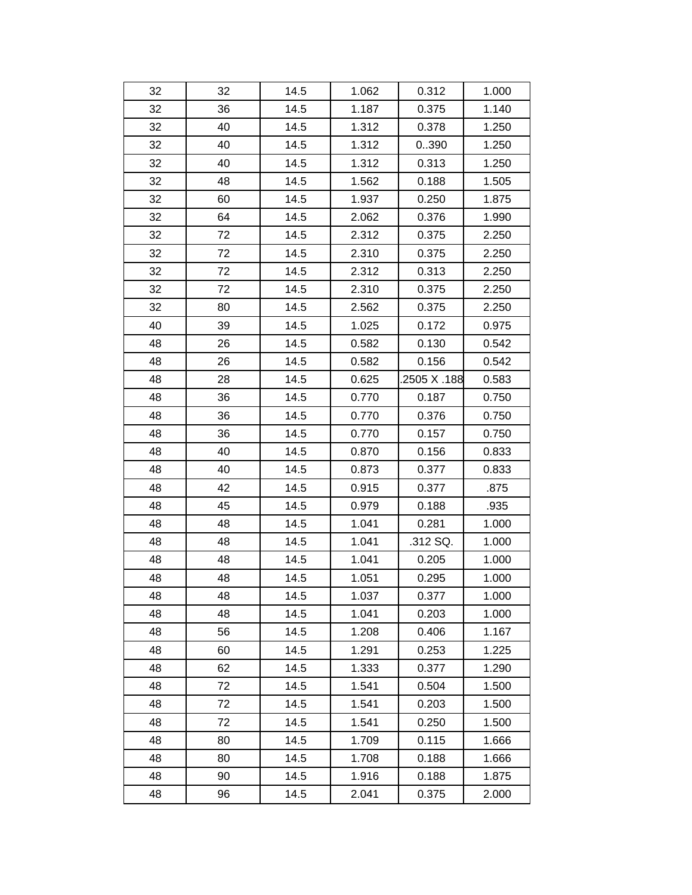| | | | | | |
|---|---|---|---|---|---|
| 32 | 32 | 14.5 | 1.062 | 0.312 | 1.000 |
| 32 | 36 | 14.5 | 1.187 | 0.375 | 1.140 |
| 32 | 40 | 14.5 | 1.312 | 0.378 | 1.250 |
| 32 | 40 | 14.5 | 1.312 | 0..390 | 1.250 |
| 32 | 40 | 14.5 | 1.312 | 0.313 | 1.250 |
| 32 | 48 | 14.5 | 1.562 | 0.188 | 1.505 |
| 32 | 60 | 14.5 | 1.937 | 0.250 | 1.875 |
| 32 | 64 | 14.5 | 2.062 | 0.376 | 1.990 |
| 32 | 72 | 14.5 | 2.312 | 0.375 | 2.250 |
| 32 | 72 | 14.5 | 2.310 | 0.375 | 2.250 |
| 32 | 72 | 14.5 | 2.312 | 0.313 | 2.250 |
| 32 | 72 | 14.5 | 2.310 | 0.375 | 2.250 |
| 32 | 80 | 14.5 | 2.562 | 0.375 | 2.250 |
| 40 | 39 | 14.5 | 1.025 | 0.172 | 0.975 |
| 48 | 26 | 14.5 | 0.582 | 0.130 | 0.542 |
| 48 | 26 | 14.5 | 0.582 | 0.156 | 0.542 |
| 48 | 28 | 14.5 | 0.625 | .2505 X .188 | 0.583 |
| 48 | 36 | 14.5 | 0.770 | 0.187 | 0.750 |
| 48 | 36 | 14.5 | 0.770 | 0.376 | 0.750 |
| 48 | 36 | 14.5 | 0.770 | 0.157 | 0.750 |
| 48 | 40 | 14.5 | 0.870 | 0.156 | 0.833 |
| 48 | 40 | 14.5 | 0.873 | 0.377 | 0.833 |
| 48 | 42 | 14.5 | 0.915 | 0.377 | .875 |
| 48 | 45 | 14.5 | 0.979 | 0.188 | .935 |
| 48 | 48 | 14.5 | 1.041 | 0.281 | 1.000 |
| 48 | 48 | 14.5 | 1.041 | .312 SQ. | 1.000 |
| 48 | 48 | 14.5 | 1.041 | 0.205 | 1.000 |
| 48 | 48 | 14.5 | 1.051 | 0.295 | 1.000 |
| 48 | 48 | 14.5 | 1.037 | 0.377 | 1.000 |
| 48 | 48 | 14.5 | 1.041 | 0.203 | 1.000 |
| 48 | 56 | 14.5 | 1.208 | 0.406 | 1.167 |
| 48 | 60 | 14.5 | 1.291 | 0.253 | 1.225 |
| 48 | 62 | 14.5 | 1.333 | 0.377 | 1.290 |
| 48 | 72 | 14.5 | 1.541 | 0.504 | 1.500 |
| 48 | 72 | 14.5 | 1.541 | 0.203 | 1.500 |
| 48 | 72 | 14.5 | 1.541 | 0.250 | 1.500 |
| 48 | 80 | 14.5 | 1.709 | 0.115 | 1.666 |
| 48 | 80 | 14.5 | 1.708 | 0.188 | 1.666 |
| 48 | 90 | 14.5 | 1.916 | 0.188 | 1.875 |
| 48 | 96 | 14.5 | 2.041 | 0.375 | 2.000 |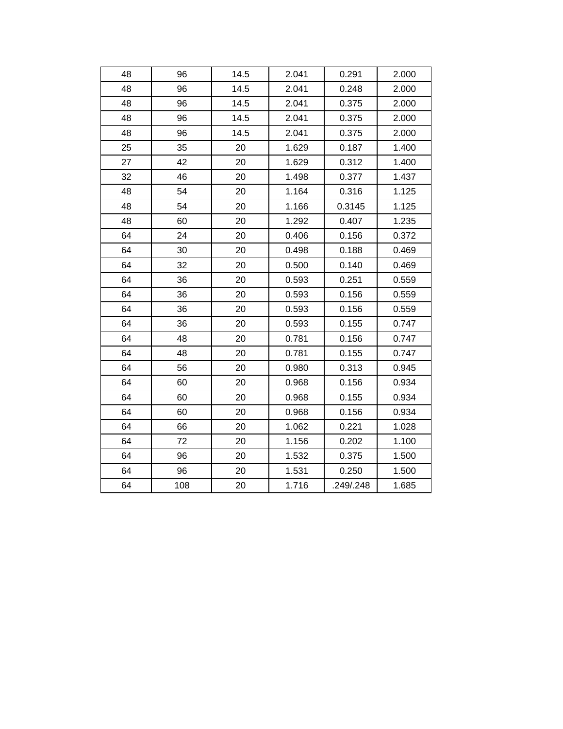| | | | | | |
|---|---|---|---|---|---|
| 48 | 96 | 14.5 | 2.041 | 0.291 | 2.000 |
| 48 | 96 | 14.5 | 2.041 | 0.248 | 2.000 |
| 48 | 96 | 14.5 | 2.041 | 0.375 | 2.000 |
| 48 | 96 | 14.5 | 2.041 | 0.375 | 2.000 |
| 48 | 96 | 14.5 | 2.041 | 0.375 | 2.000 |
| 25 | 35 | 20 | 1.629 | 0.187 | 1.400 |
| 27 | 42 | 20 | 1.629 | 0.312 | 1.400 |
| 32 | 46 | 20 | 1.498 | 0.377 | 1.437 |
| 48 | 54 | 20 | 1.164 | 0.316 | 1.125 |
| 48 | 54 | 20 | 1.166 | 0.3145 | 1.125 |
| 48 | 60 | 20 | 1.292 | 0.407 | 1.235 |
| 64 | 24 | 20 | 0.406 | 0.156 | 0.372 |
| 64 | 30 | 20 | 0.498 | 0.188 | 0.469 |
| 64 | 32 | 20 | 0.500 | 0.140 | 0.469 |
| 64 | 36 | 20 | 0.593 | 0.251 | 0.559 |
| 64 | 36 | 20 | 0.593 | 0.156 | 0.559 |
| 64 | 36 | 20 | 0.593 | 0.156 | 0.559 |
| 64 | 36 | 20 | 0.593 | 0.155 | 0.747 |
| 64 | 48 | 20 | 0.781 | 0.156 | 0.747 |
| 64 | 48 | 20 | 0.781 | 0.155 | 0.747 |
| 64 | 56 | 20 | 0.980 | 0.313 | 0.945 |
| 64 | 60 | 20 | 0.968 | 0.156 | 0.934 |
| 64 | 60 | 20 | 0.968 | 0.155 | 0.934 |
| 64 | 60 | 20 | 0.968 | 0.156 | 0.934 |
| 64 | 66 | 20 | 1.062 | 0.221 | 1.028 |
| 64 | 72 | 20 | 1.156 | 0.202 | 1.100 |
| 64 | 96 | 20 | 1.532 | 0.375 | 1.500 |
| 64 | 96 | 20 | 1.531 | 0.250 | 1.500 |
| 64 | 108 | 20 | 1.716 | .249/.248 | 1.685 |